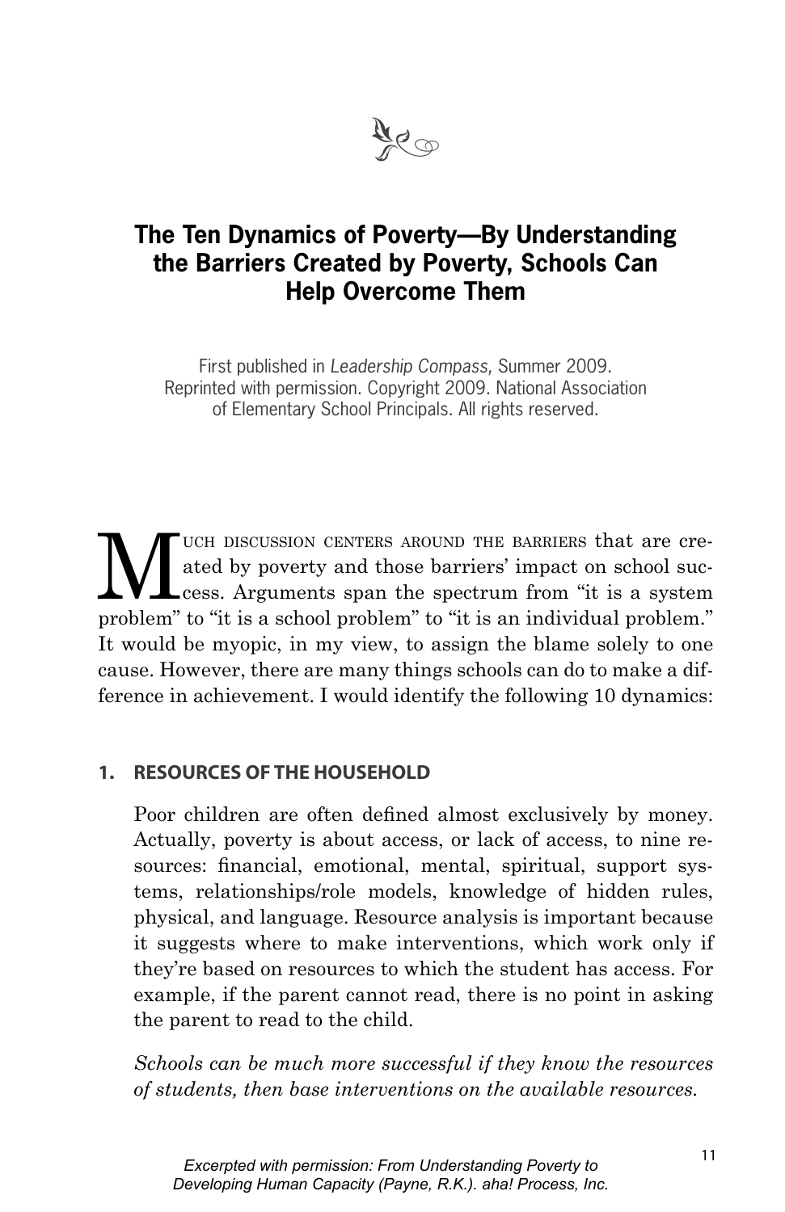# The Ten Dynamics of Poverty—By Understanding the Barriers Created by Poverty, Schools Can Help Overcome Them

First published in *Leadership Compass,* Summer 2009. Reprinted with permission. Copyright 2009. National Association of Elementary School Principals. All rights reserved.

Much discussion centers around the barriers that are created by poverty and those barriers' impact on school success. Arguments span the spectrum from "it is a system problem" to "it is a school problem" to "it is an individual problem." It would be myopic, in my view, to assign the blame solely to one cause. However, there are many things schools can do to make a difference in achievement. I would identify the following 10 dynamics:

**1. RESOURCES OF THE HOUSEHOLD**

Poor children are often defined almost exclusively by money. Actually, poverty is about access, or lack of access, to nine resources: financial, emotional, mental, spiritual, support systems, relationships/role models, knowledge of hidden rules, physical, and language. Resource analysis is important because it suggests where to make interventions, which work only if they're based on resources to which the student has access. For example, if the parent cannot read, there is no point in asking the parent to read to the child.

*Schools can be much more successful if they know the resources of students, then base interventions on the available resources.*

*Excerpted with permission: From Understanding Poverty to Developing Human Capacity (Payne, R.K.). aha! Process, Inc.*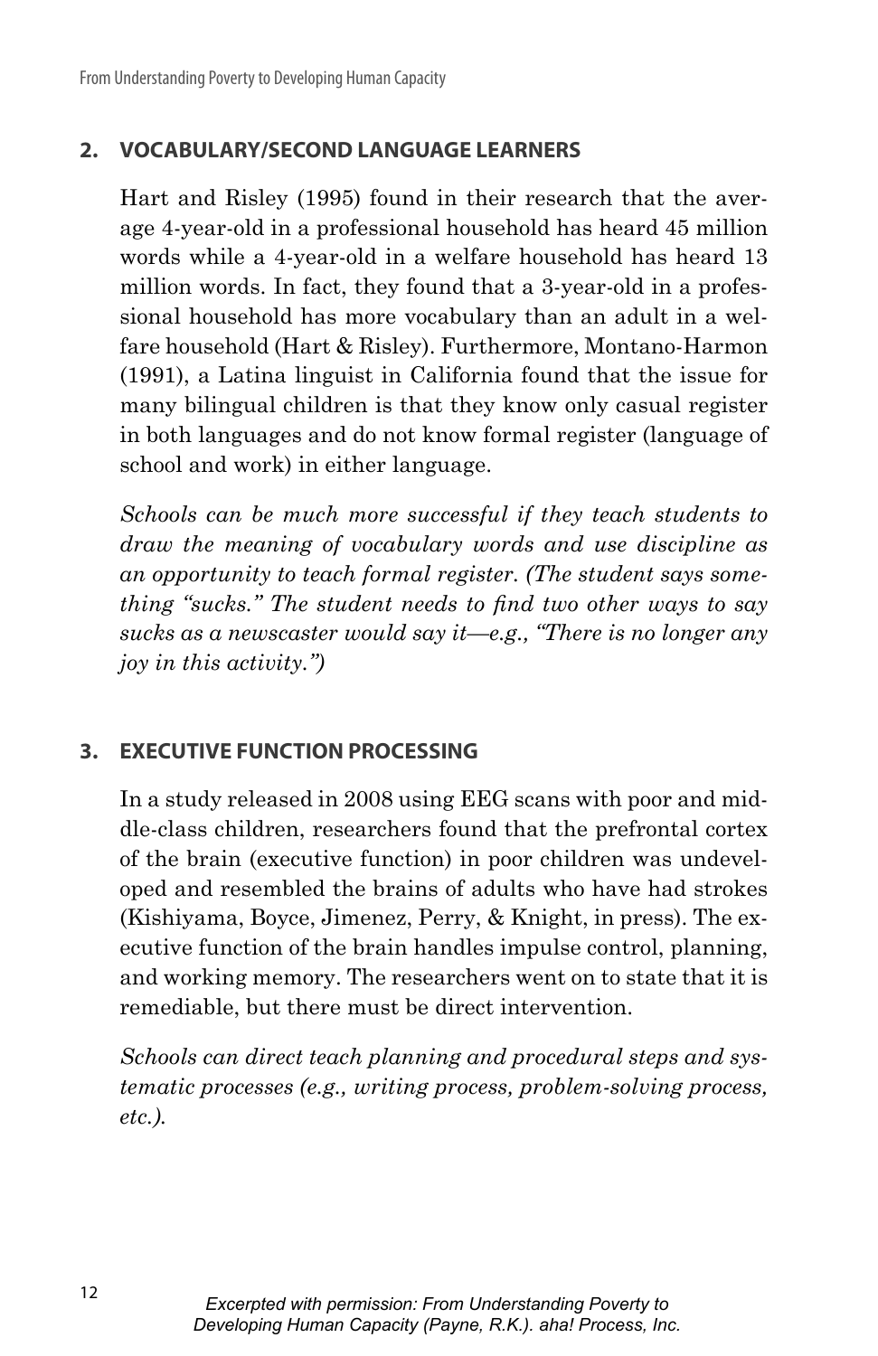## 2. VOCABULARY/SECOND LANGUAGE LEARNERS

Hart and Risley (1995) found in their research that the average 4-year-old in a professional household has heard 45 million words while a 4-year-old in a welfare household has heard 13 million words. In fact, they found that a 3-year-old in a professional household has more vocabulary than an adult in a welfare household (Hart & Risley). Furthermore, Montano-Harmon (1991), a Latina linguist in California found that the issue for many bilingual children is that they know only casual register in both languages and do not know formal register (language of school and work) in either language.

*Schools can be much more successful if they teach students to draw the meaning of vocabulary words and use discipline as an opportunity to teach formal register. (The student says something "sucks." The student needs to find two other ways to say sucks as a newscaster would say it—e.g., "There is no longer any joy in this activity.")*

## 3. EXECUTIVE FUNCTION PROCESSING

In a study released in 2008 using EEG scans with poor and middle-class children, researchers found that the prefrontal cortex of the brain (executive function) in poor children was undeveloped and resembled the brains of adults who have had strokes (Kishiyama, Boyce, Jimenez, Perry, & Knight, in press). The executive function of the brain handles impulse control, planning, and working memory. The researchers went on to state that it is remediable, but there must be direct intervention.

*Schools can direct teach planning and procedural steps and systematic processes (e.g., writing process, problem-solving process, etc.).*

Excerpted with permission: From Understanding Poverty to Developing Human Capacity (Payne, R.K.). aha! Process, Inc.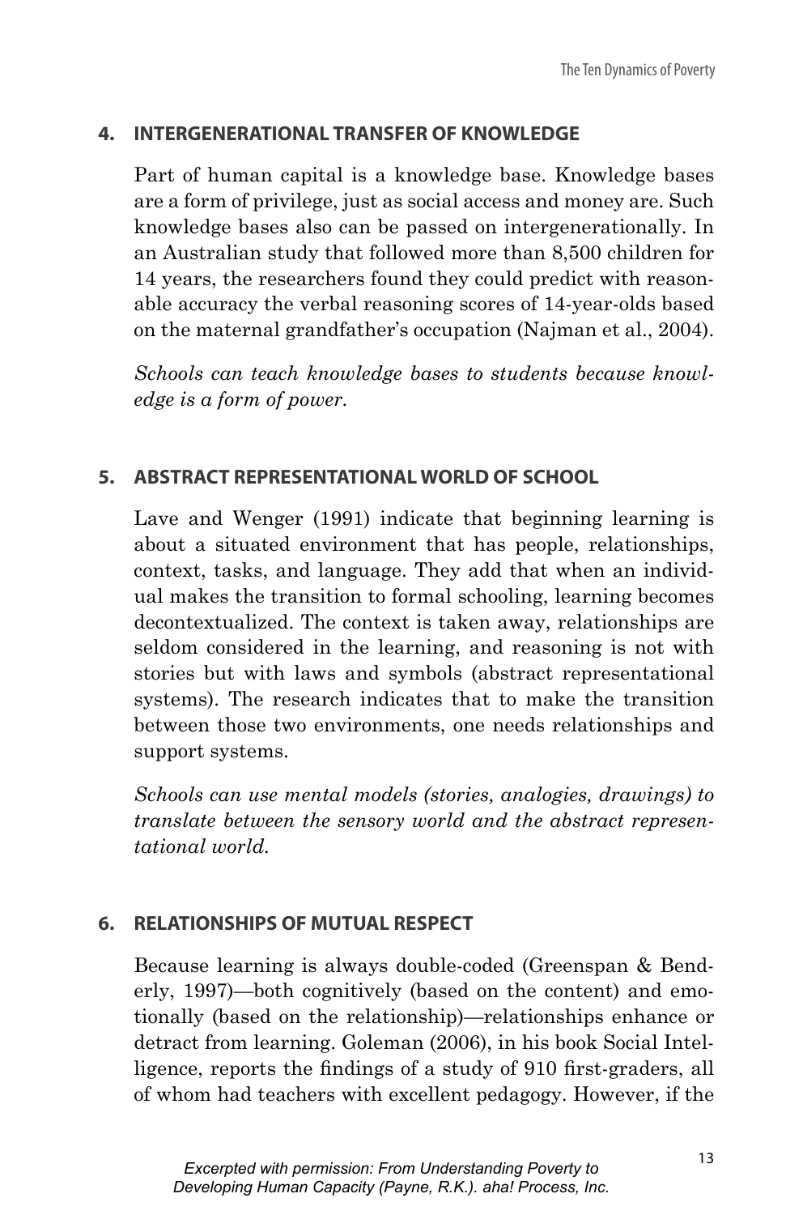## 4. INTERGENERATIONAL TRANSFER OF KNOWLEDGE

Part of human capital is a knowledge base. Knowledge bases are a form of privilege, just as social access and money are. Such knowledge bases also can be passed on intergenerationally. In an Australian study that followed more than 8,500 children for 14 years, the researchers found they could predict with reasonable accuracy the verbal reasoning scores of 14-year-olds based on the maternal grandfather's occupation (Najman et al., 2004).

*Schools can teach knowledge bases to students because knowledge is a form of power.*

## 5. ABSTRACT REPRESENTATIONAL WORLD OF SCHOOL

Lave and Wenger (1991) indicate that beginning learning is about a situated environment that has people, relationships, context, tasks, and language. They add that when an individual makes the transition to formal schooling, learning becomes decontextualized. The context is taken away, relationships are seldom considered in the learning, and reasoning is not with stories but with laws and symbols (abstract representational systems). The research indicates that to make the transition between those two environments, one needs relationships and support systems.

*Schools can use mental models (stories, analogies, drawings) to translate between the sensory world and the abstract representational world.*

## 6. RELATIONSHIPS OF MUTUAL RESPECT

Because learning is always double-coded (Greenspan & Benderly, 1997)—both cognitively (based on the content) and emotionally (based on the relationship)—relationships enhance or detract from learning. Goleman (2006), in his book Social Intelligence, reports the findings of a study of 910 first-graders, all of whom had teachers with excellent pedagogy. However, if the

*Excerpted with permission: From Understanding Poverty to Developing Human Capacity (Payne, R.K.). aha! Process, Inc.*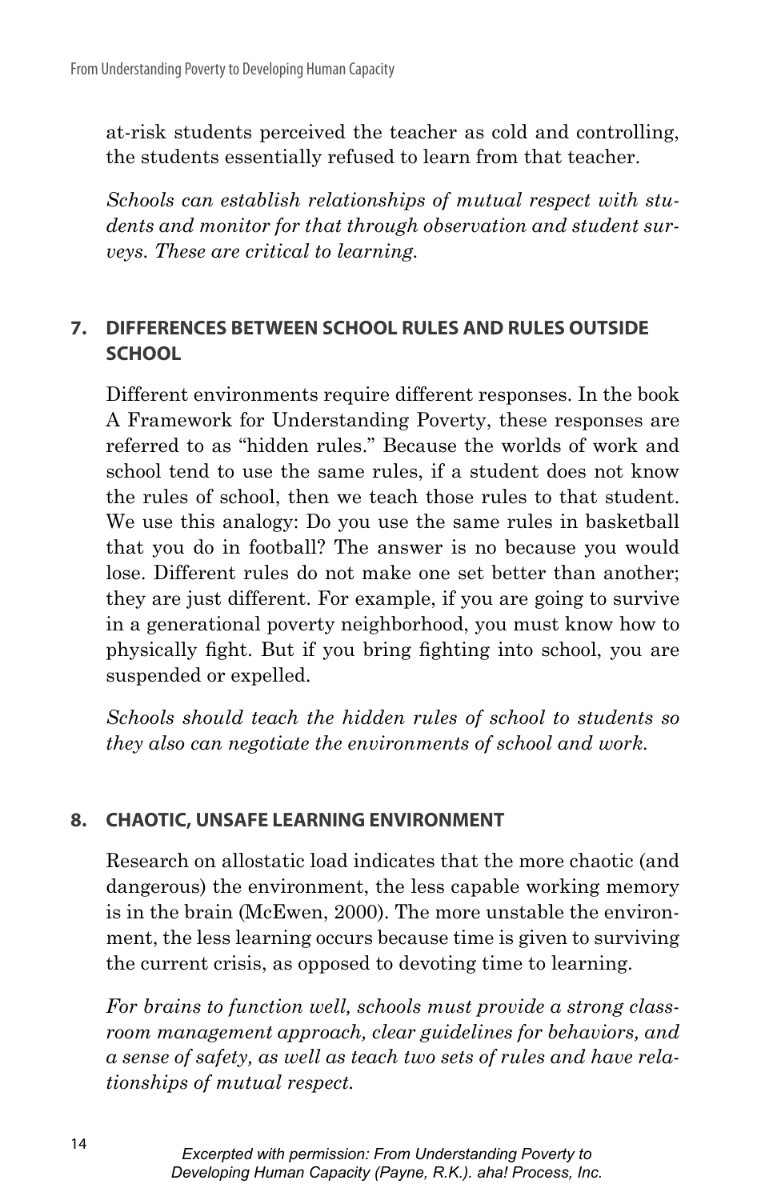at-risk students perceived the teacher as cold and controlling, the students essentially refused to learn from that teacher.

*Schools can establish relationships of mutual respect with students and monitor for that through observation and student surveys. These are critical to learning.*

### 7. DIFFERENCES BETWEEN SCHOOL RULES AND RULES OUTSIDE SCHOOL

Different environments require different responses. In the book A Framework for Understanding Poverty, these responses are referred to as "hidden rules." Because the worlds of work and school tend to use the same rules, if a student does not know the rules of school, then we teach those rules to that student. We use this analogy: Do you use the same rules in basketball that you do in football? The answer is no because you would lose. Different rules do not make one set better than another; they are just different. For example, if you are going to survive in a generational poverty neighborhood, you must know how to physically fight. But if you bring fighting into school, you are suspended or expelled.

*Schools should teach the hidden rules of school to students so they also can negotiate the environments of school and work.*

### 8. CHAOTIC, UNSAFE LEARNING ENVIRONMENT

Research on allostatic load indicates that the more chaotic (and dangerous) the environment, the less capable working memory is in the brain (McEwen, 2000). The more unstable the environment, the less learning occurs because time is given to surviving the current crisis, as opposed to devoting time to learning.

*For brains to function well, schools must provide a strong classroom management approach, clear guidelines for behaviors, and a sense of safety, as well as teach two sets of rules and have relationships of mutual respect.*

*Excerpted with permission: From Understanding Poverty to Developing Human Capacity (Payne, R.K.). aha! Process, Inc.*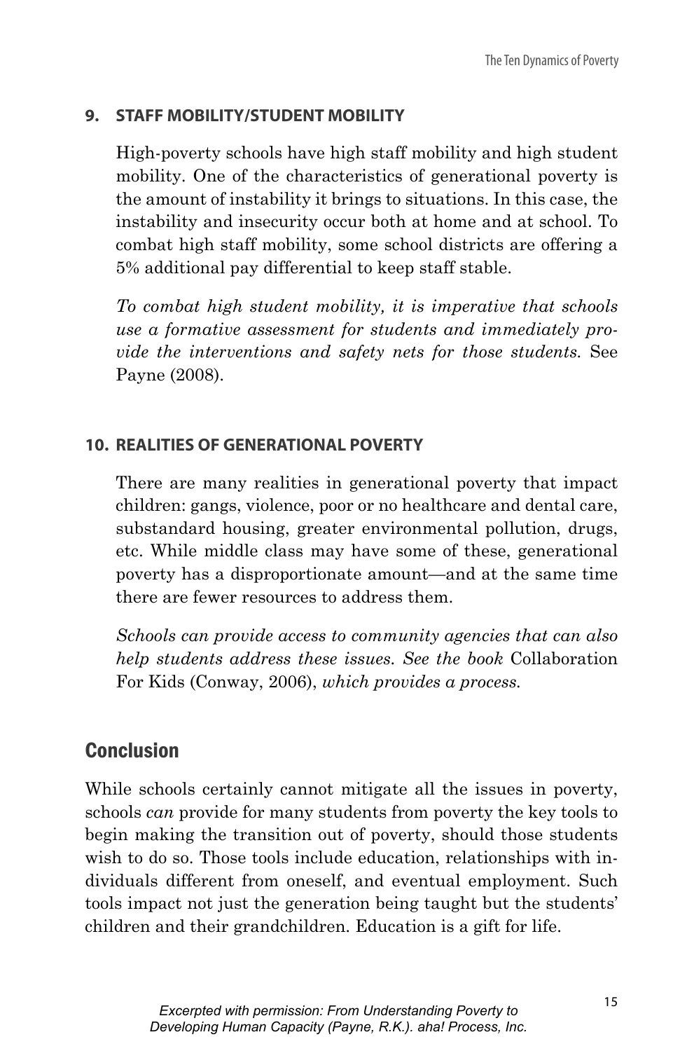### 9. STAFF MOBILITY/STUDENT MOBILITY

High-poverty schools have high staff mobility and high student mobility. One of the characteristics of generational poverty is the amount of instability it brings to situations. In this case, the instability and insecurity occur both at home and at school. To combat high staff mobility, some school districts are offering a 5% additional pay differential to keep staff stable.

*To combat high student mobility, it is imperative that schools use a formative assessment for students and immediately provide the interventions and safety nets for those students.* See Payne (2008).

### 10. REALITIES OF GENERATIONAL POVERTY

There are many realities in generational poverty that impact children: gangs, violence, poor or no healthcare and dental care, substandard housing, greater environmental pollution, drugs, etc. While middle class may have some of these, generational poverty has a disproportionate amount—and at the same time there are fewer resources to address them.

*Schools can provide access to community agencies that can also help students address these issues. See the book* Collaboration For Kids (Conway, 2006), *which provides a process.*

## Conclusion

While schools certainly cannot mitigate all the issues in poverty, schools *can* provide for many students from poverty the key tools to begin making the transition out of poverty, should those students wish to do so. Those tools include education, relationships with individuals different from oneself, and eventual employment. Such tools impact not just the generation being taught but the students' children and their grandchildren. Education is a gift for life.

*Excerpted with permission: From Understanding Poverty to Developing Human Capacity (Payne, R.K.). aha! Process, Inc.*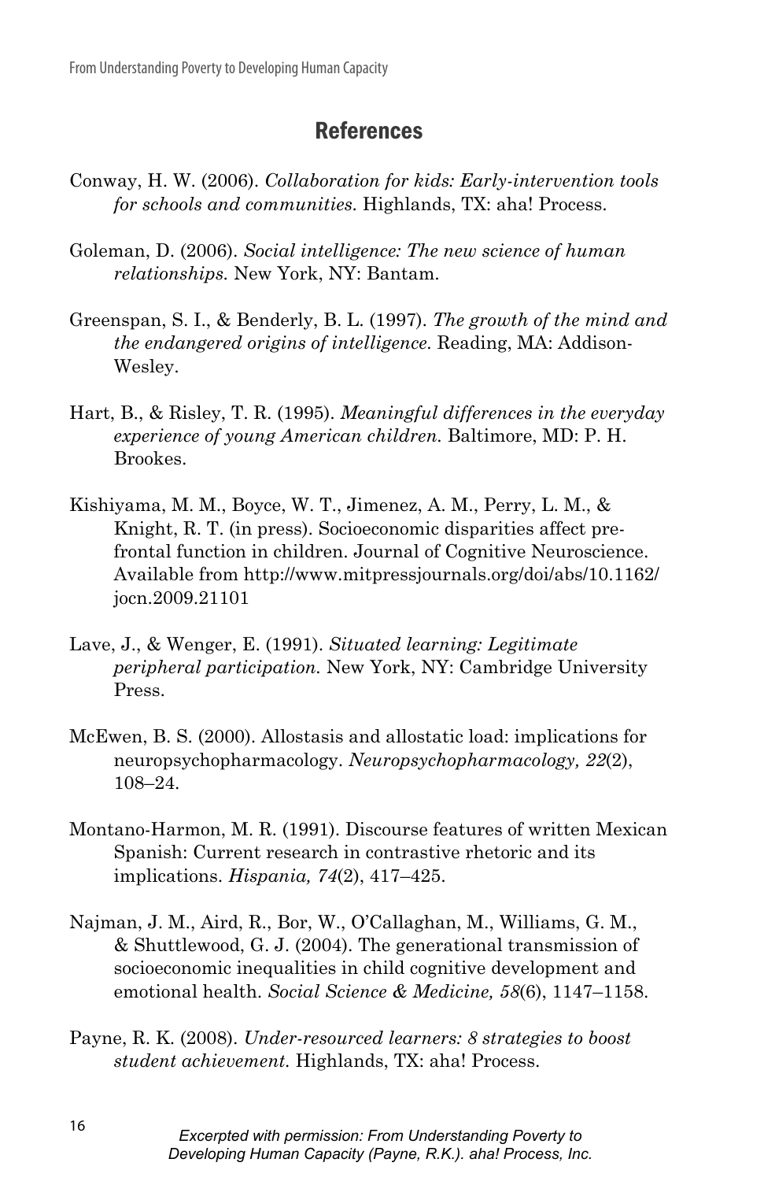## References

Conway, H. W. (2006). *Collaboration for kids: Early-intervention tools for schools and communities.* Highlands, TX: aha! Process.

Goleman, D. (2006). *Social intelligence: The new science of human relationships.* New York, NY: Bantam.

Greenspan, S. I., & Benderly, B. L. (1997). *The growth of the mind and the endangered origins of intelligence.* Reading, MA: Addison-Wesley.

Hart, B., & Risley, T. R. (1995). *Meaningful differences in the everyday experience of young American children.* Baltimore, MD: P. H. Brookes.

Kishiyama, M. M., Boyce, W. T., Jimenez, A. M., Perry, L. M., & Knight, R. T. (in press). Socioeconomic disparities affect pre-frontal function in children. Journal of Cognitive Neuroscience. Available from http://www.mitpressjournals.org/doi/abs/10.1162/jocn.2009.21101

Lave, J., & Wenger, E. (1991). *Situated learning: Legitimate peripheral participation.* New York, NY: Cambridge University Press.

McEwen, B. S. (2000). Allostasis and allostatic load: implications for neuropsychopharmacology. *Neuropsychopharmacology, 22*(2), 108–24.

Montano-Harmon, M. R. (1991). Discourse features of written Mexican Spanish: Current research in contrastive rhetoric and its implications. *Hispania, 74*(2), 417–425.

Najman, J. M., Aird, R., Bor, W., O'Callaghan, M., Williams, G. M., & Shuttlewood, G. J. (2004). The generational transmission of socioeconomic inequalities in child cognitive development and emotional health. *Social Science & Medicine, 58*(6), 1147–1158.

Payne, R. K. (2008). *Under-resourced learners: 8 strategies to boost student achievement.* Highlands, TX: aha! Process.

*Excerpted with permission: From Understanding Poverty to Developing Human Capacity (Payne, R.K.). aha! Process, Inc.*